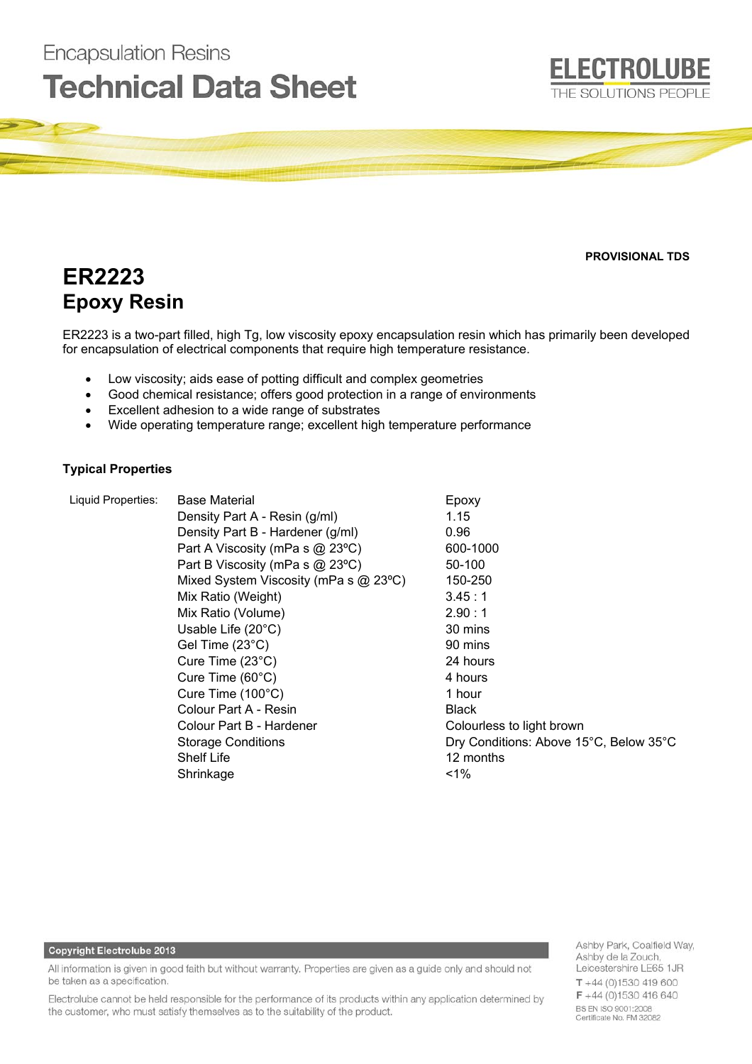Encapsulation Resins

# Technical Data Sheet

ELECTROLUBE
THE SOLUTIONS PEOPLE

**PROVISIONAL TDS**

# ER2223
## Epoxy Resin

ER2223 is a two-part filled, high Tg, low viscosity epoxy encapsulation resin which has primarily been developed for encapsulation of electrical components that require high temperature resistance.

- Low viscosity; aids ease of potting difficult and complex geometries
- Good chemical resistance; offers good protection in a range of environments
- Excellent adhesion to a wide range of substrates
- Wide operating temperature range; excellent high temperature performance

### Typical Properties

| | | |
|---|---|---|
| Liquid Properties: | Base Material | Epoxy |
| | Density Part A - Resin (g/ml) | 1.15 |
| | Density Part B - Hardener (g/ml) | 0.96 |
| | Part A Viscosity (mPa s @ 23ºC) | 600-1000 |
| | Part B Viscosity (mPa s @ 23ºC) | 50-100 |
| | Mixed System Viscosity (mPa s @ 23ºC) | 150-250 |
| | Mix Ratio (Weight) | 3.45 : 1 |
| | Mix Ratio (Volume) | 2.90 : 1 |
| | Usable Life (20°C) | 30 mins |
| | Gel Time (23°C) | 90 mins |
| | Cure Time (23°C) | 24 hours |
| | Cure Time (60°C) | 4 hours |
| | Cure Time (100°C) | 1 hour |
| | Colour Part A - Resin | Black |
| | Colour Part B - Hardener | Colourless to light brown |
| | Storage Conditions | Dry Conditions: Above 15°C, Below 35°C |
| | Shelf Life | 12 months |
| | Shrinkage | <1% |

**Copyright Electrolube 2013**

All information is given in good faith but without warranty. Properties are given as a guide only and should not be taken as a specification.

Electrolube cannot be held responsible for the performance of its products within any application determined by the customer, who must satisfy themselves as to the suitability of the product.

Ashby Park, Coalfield Way,
Ashby de la Zouch,
Leicestershire LE65 1JR
T +44 (0)1530 419 600
F +44 (0)1530 416 640
BS EN ISO 9001:2008
Certificate No. FM 32082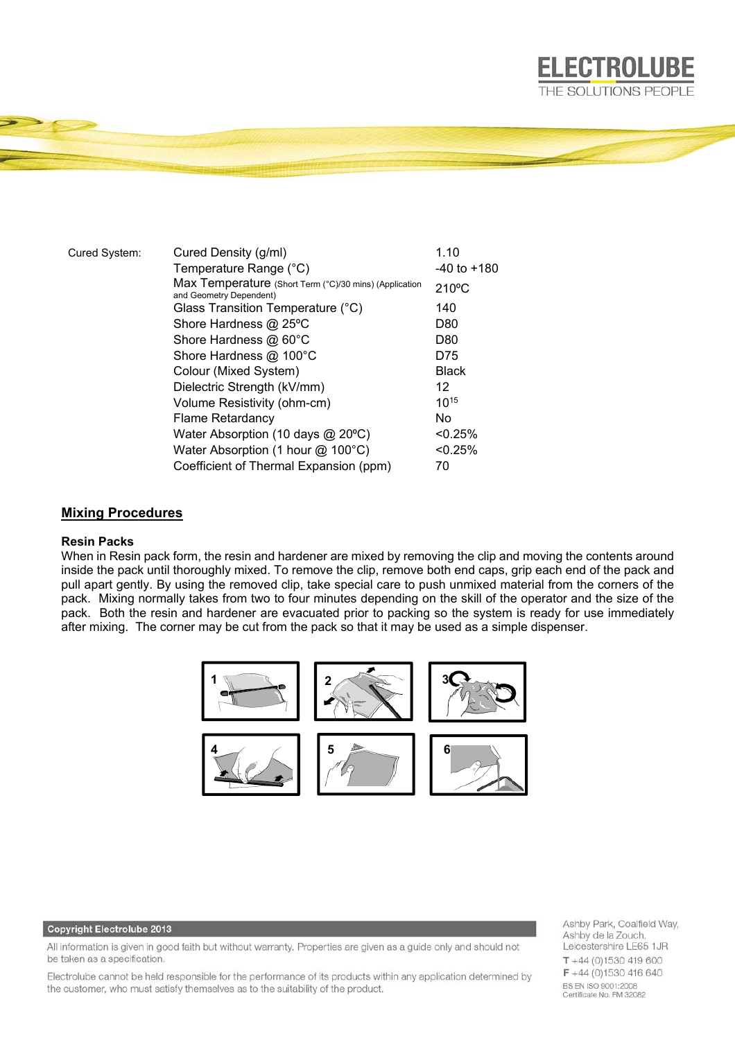| Cured System: | | |
|---|---|---|
| | Cured Density (g/ml) | 1.10 |
| | Temperature Range (°C) | -40 to +180 |
| | Max Temperature (Short Term (°C)/30 mins) (Application and Geometry Dependent) | 210ºC |
| | Glass Transition Temperature (°C) | 140 |
| | Shore Hardness @ 25ºC | D80 |
| | Shore Hardness @ 60°C | D80 |
| | Shore Hardness @ 100°C | D75 |
| | Colour (Mixed System) | Black |
| | Dielectric Strength (kV/mm) | 12 |
| | Volume Resistivity (ohm-cm) | $10^{15}$ |
| | Flame Retardancy | No |
| | Water Absorption (10 days @ 20ºC) | <0.25% |
| | Water Absorption (1 hour @ 100°C) | <0.25% |
| | Coefficient of Thermal Expansion (ppm) | 70 |

## Mixing Procedures

**Resin Packs**

When in Resin pack form, the resin and hardener are mixed by removing the clip and moving the contents around inside the pack until thoroughly mixed. To remove the clip, remove both end caps, grip each end of the pack and pull apart gently. By using the removed clip, take special care to push unmixed material from the corners of the pack. Mixing normally takes from two to four minutes depending on the skill of the operator and the size of the pack. Both the resin and hardener are evacuated prior to packing so the system is ready for use immediately after mixing. The corner may be cut from the pack so that it may be used as a simple dispenser.

**Copyright Electrolube 2013**

All information is given in good faith but without warranty. Properties are given as a guide only and should not be taken as a specification.

Electrolube cannot be held responsible for the performance of its products within any application determined by the customer, who must satisfy themselves as to the suitability of the product.

Ashby Park, Coalfield Way,
Ashby de la Zouch,
Leicestershire LE65 1JR
T +44 (0)1530 419 600
F +44 (0)1530 416 640
BS EN ISO 9001:2008
Certificate No. FM 32082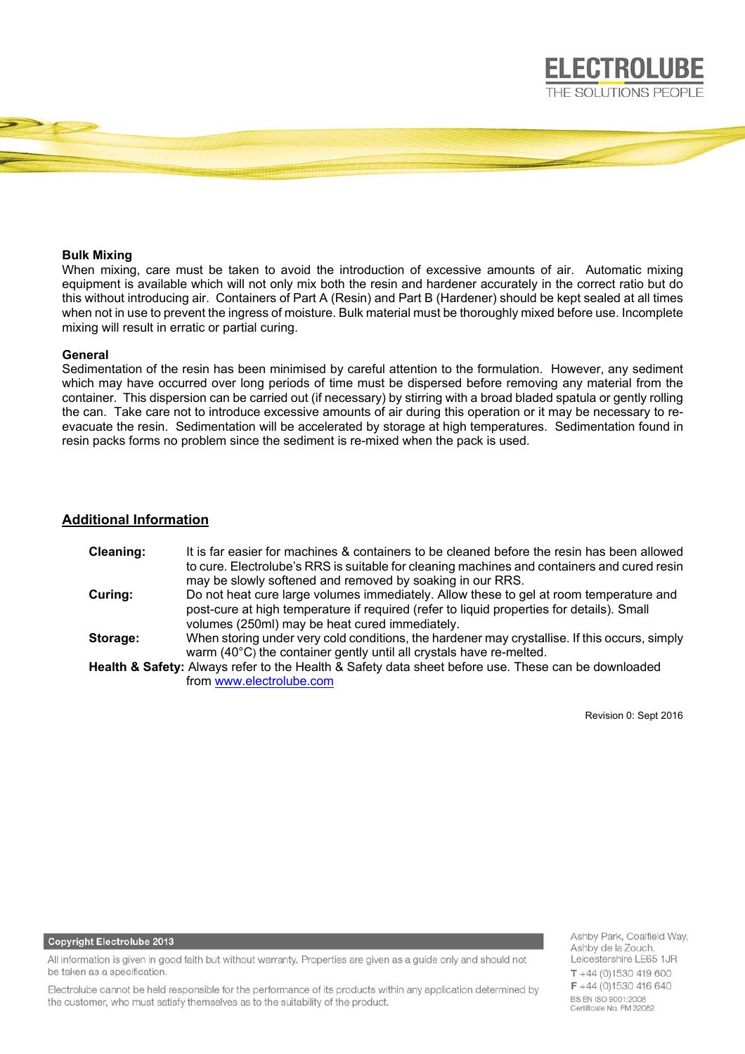### Bulk Mixing

When mixing, care must be taken to avoid the introduction of excessive amounts of air. Automatic mixing equipment is available which will not only mix both the resin and hardener accurately in the correct ratio but do this without introducing air. Containers of Part A (Resin) and Part B (Hardener) should be kept sealed at all times when not in use to prevent the ingress of moisture. Bulk material must be thoroughly mixed before use. Incomplete mixing will result in erratic or partial curing.

### General

Sedimentation of the resin has been minimised by careful attention to the formulation. However, any sediment which may have occurred over long periods of time must be dispersed before removing any material from the container. This dispersion can be carried out (if necessary) by stirring with a broad bladed spatula or gently rolling the can. Take care not to introduce excessive amounts of air during this operation or it may be necessary to re-evacuate the resin. Sedimentation will be accelerated by storage at high temperatures. Sedimentation found in resin packs forms no problem since the sediment is re-mixed when the pack is used.

## Additional Information

**Cleaning:** It is far easier for machines & containers to be cleaned before the resin has been allowed to cure. Electrolube's RRS is suitable for cleaning machines and containers and cured resin may be slowly softened and removed by soaking in our RRS.

**Curing:** Do not heat cure large volumes immediately. Allow these to gel at room temperature and post-cure at high temperature if required (refer to liquid properties for details). Small volumes (250ml) may be heat cured immediately.

**Storage:** When storing under very cold conditions, the hardener may crystallise. If this occurs, simply warm (40°C) the container gently until all crystals have re-melted.

**Health & Safety:** Always refer to the Health & Safety data sheet before use. These can be downloaded from www.electrolube.com

Revision 0: Sept 2016